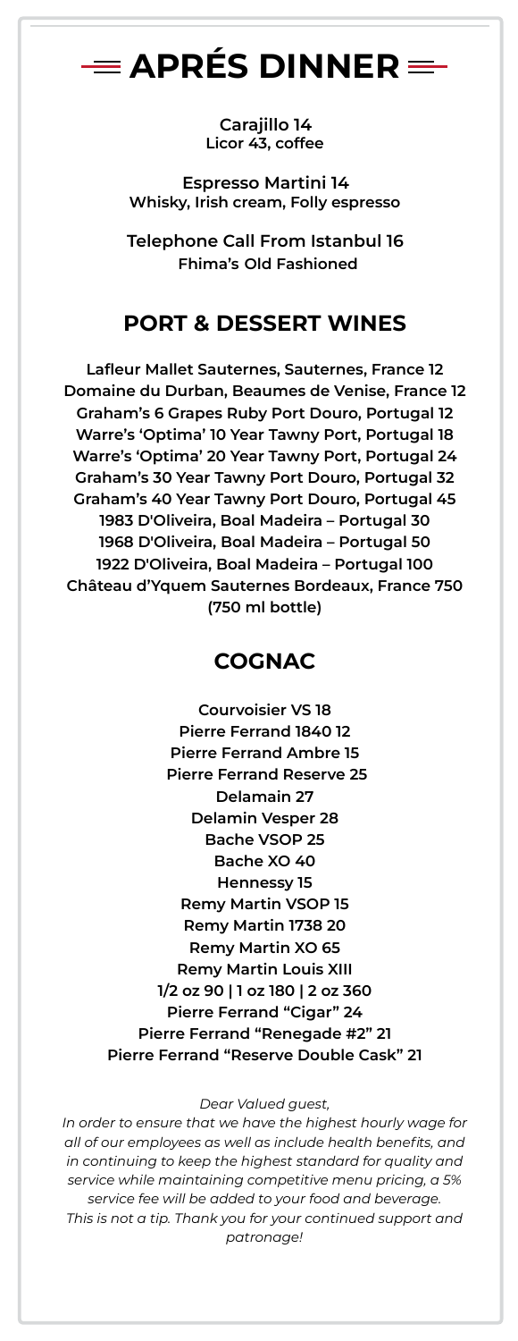# APRÉS DINNER

**Carajillo 14**
**Licor 43, coffee**

**Espresso Martini 14**
**Whisky, Irish cream, Folly espresso**

**Telephone Call From Istanbul 16**
**Fhima's Old Fashioned**

## PORT & DESSERT WINES

**Lafleur Mallet Sauternes, Sauternes, France 12**
**Domaine du Durban, Beaumes de Venise, France 12**
**Graham's 6 Grapes Ruby Port Douro, Portugal 12**
**Warre's 'Optima' 10 Year Tawny Port, Portugal 18**
**Warre's 'Optima' 20 Year Tawny Port, Portugal 24**
**Graham's 30 Year Tawny Port Douro, Portugal 32**
**Graham's 40 Year Tawny Port Douro, Portugal 45**
**1983 D'Oliveira, Boal Madeira – Portugal 30**
**1968 D'Oliveira, Boal Madeira – Portugal 50**
**1922 D'Oliveira, Boal Madeira – Portugal 100**
**Château d'Yquem Sauternes Bordeaux, France 750**
**(750 ml bottle)**

## COGNAC

**Courvoisier VS 18**
**Pierre Ferrand 1840 12**
**Pierre Ferrand Ambre 15**
**Pierre Ferrand Reserve 25**
**Delamain 27**
**Delamin Vesper 28**
**Bache VSOP 25**
**Bache XO 40**
**Hennessy 15**
**Remy Martin VSOP 15**
**Remy Martin 1738 20**
**Remy Martin XO 65**
**Remy Martin Louis XIII**
**1/2 oz 90 | 1 oz 180 | 2 oz 360**
**Pierre Ferrand "Cigar" 24**
**Pierre Ferrand "Renegade #2" 21**
**Pierre Ferrand "Reserve Double Cask" 21**

*Dear Valued guest,*
*In order to ensure that we have the highest hourly wage for all of our employees as well as include health benefits, and in continuing to keep the highest standard for quality and service while maintaining competitive menu pricing, a 5% service fee will be added to your food and beverage. This is not a tip. Thank you for your continued support and patronage!*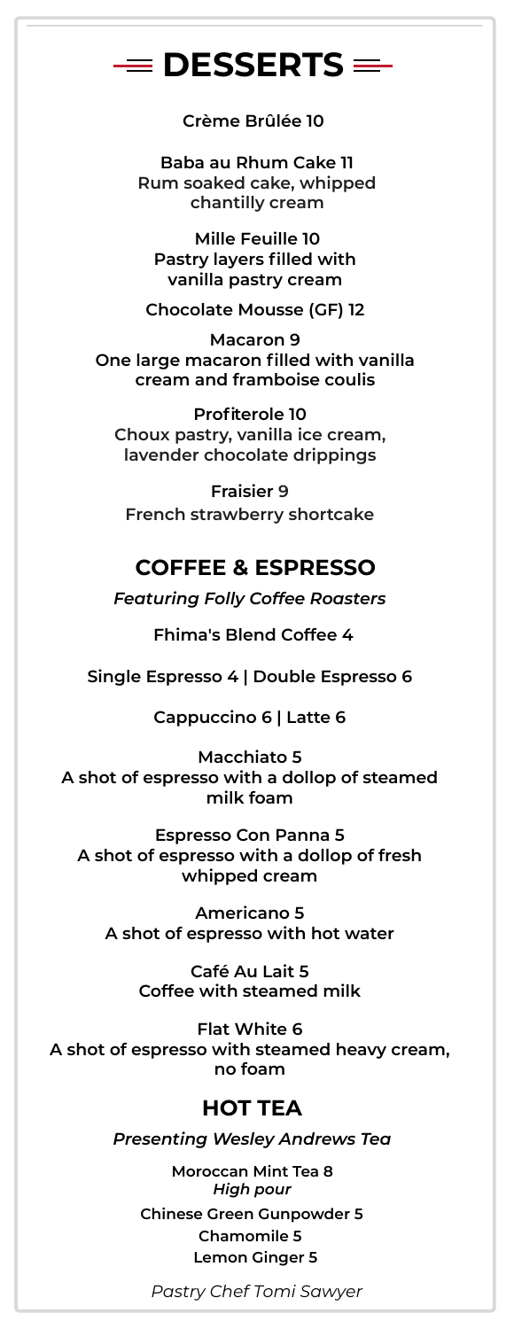# DESSERTS

**Crème Brûlée 10**

**Baba au Rhum Cake 11**
Rum soaked cake, whipped chantilly cream

**Mille Feuille 10**
Pastry layers filled with vanilla pastry cream

**Chocolate Mousse (GF) 12**

**Macaron 9**
One large macaron filled with vanilla cream and framboise coulis

**Profiterole 10**
Choux pastry, vanilla ice cream, lavender chocolate drippings

**Fraisier 9**
French strawberry shortcake

## COFFEE & ESPRESSO

*Featuring Folly Coffee Roasters*

**Fhima's Blend Coffee 4**

**Single Espresso 4 | Double Espresso 6**

**Cappuccino 6 | Latte 6**

**Macchiato 5**
A shot of espresso with a dollop of steamed milk foam

**Espresso Con Panna 5**
A shot of espresso with a dollop of fresh whipped cream

**Americano 5**
A shot of espresso with hot water

**Café Au Lait 5**
Coffee with steamed milk

**Flat White 6**
A shot of espresso with steamed heavy cream, no foam

## HOT TEA

*Presenting Wesley Andrews Tea*

**Moroccan Mint Tea 8**
*High pour*

**Chinese Green Gunpowder 5**

**Chamomile 5**

**Lemon Ginger 5**

*Pastry Chef Tomi Sawyer*